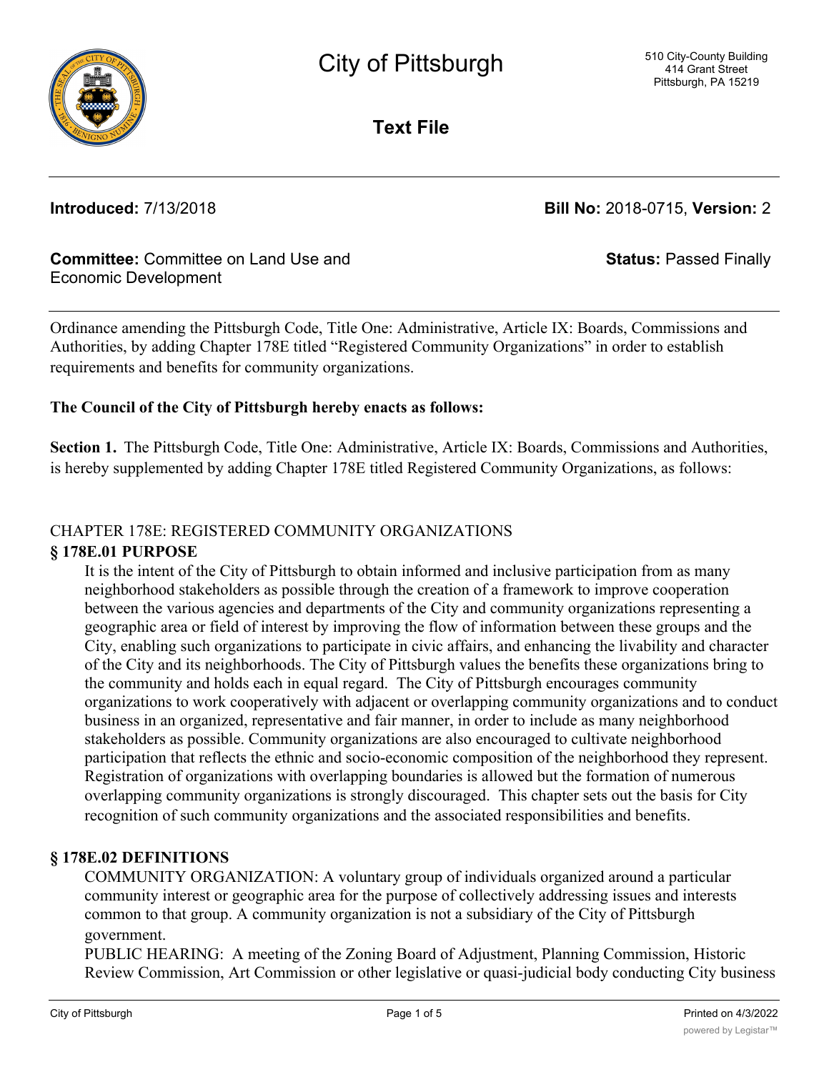# City of Pittsburgh

510 City-County Building
414 Grant Street
Pittsburgh, PA 15219

## Text File

**Introduced:** 7/13/2018 **Bill No:** 2018-0715, **Version:** 2

**Committee:** Committee on Land Use and Economic Development **Status:** Passed Finally

Ordinance amending the Pittsburgh Code, Title One: Administrative, Article IX: Boards, Commissions and Authorities, by adding Chapter 178E titled "Registered Community Organizations" in order to establish requirements and benefits for community organizations.

**The Council of the City of Pittsburgh hereby enacts as follows:**

**Section 1.** The Pittsburgh Code, Title One: Administrative, Article IX: Boards, Commissions and Authorities, is hereby supplemented by adding Chapter 178E titled Registered Community Organizations, as follows:

CHAPTER 178E: REGISTERED COMMUNITY ORGANIZATIONS

**§ 178E.01 PURPOSE**

It is the intent of the City of Pittsburgh to obtain informed and inclusive participation from as many neighborhood stakeholders as possible through the creation of a framework to improve cooperation between the various agencies and departments of the City and community organizations representing a geographic area or field of interest by improving the flow of information between these groups and the City, enabling such organizations to participate in civic affairs, and enhancing the livability and character of the City and its neighborhoods. The City of Pittsburgh values the benefits these organizations bring to the community and holds each in equal regard. The City of Pittsburgh encourages community organizations to work cooperatively with adjacent or overlapping community organizations and to conduct business in an organized, representative and fair manner, in order to include as many neighborhood stakeholders as possible. Community organizations are also encouraged to cultivate neighborhood participation that reflects the ethnic and socio-economic composition of the neighborhood they represent. Registration of organizations with overlapping boundaries is allowed but the formation of numerous overlapping community organizations is strongly discouraged. This chapter sets out the basis for City recognition of such community organizations and the associated responsibilities and benefits.

**§ 178E.02 DEFINITIONS**

COMMUNITY ORGANIZATION: A voluntary group of individuals organized around a particular community interest or geographic area for the purpose of collectively addressing issues and interests common to that group. A community organization is not a subsidiary of the City of Pittsburgh government.

PUBLIC HEARING: A meeting of the Zoning Board of Adjustment, Planning Commission, Historic Review Commission, Art Commission or other legislative or quasi-judicial body conducting City business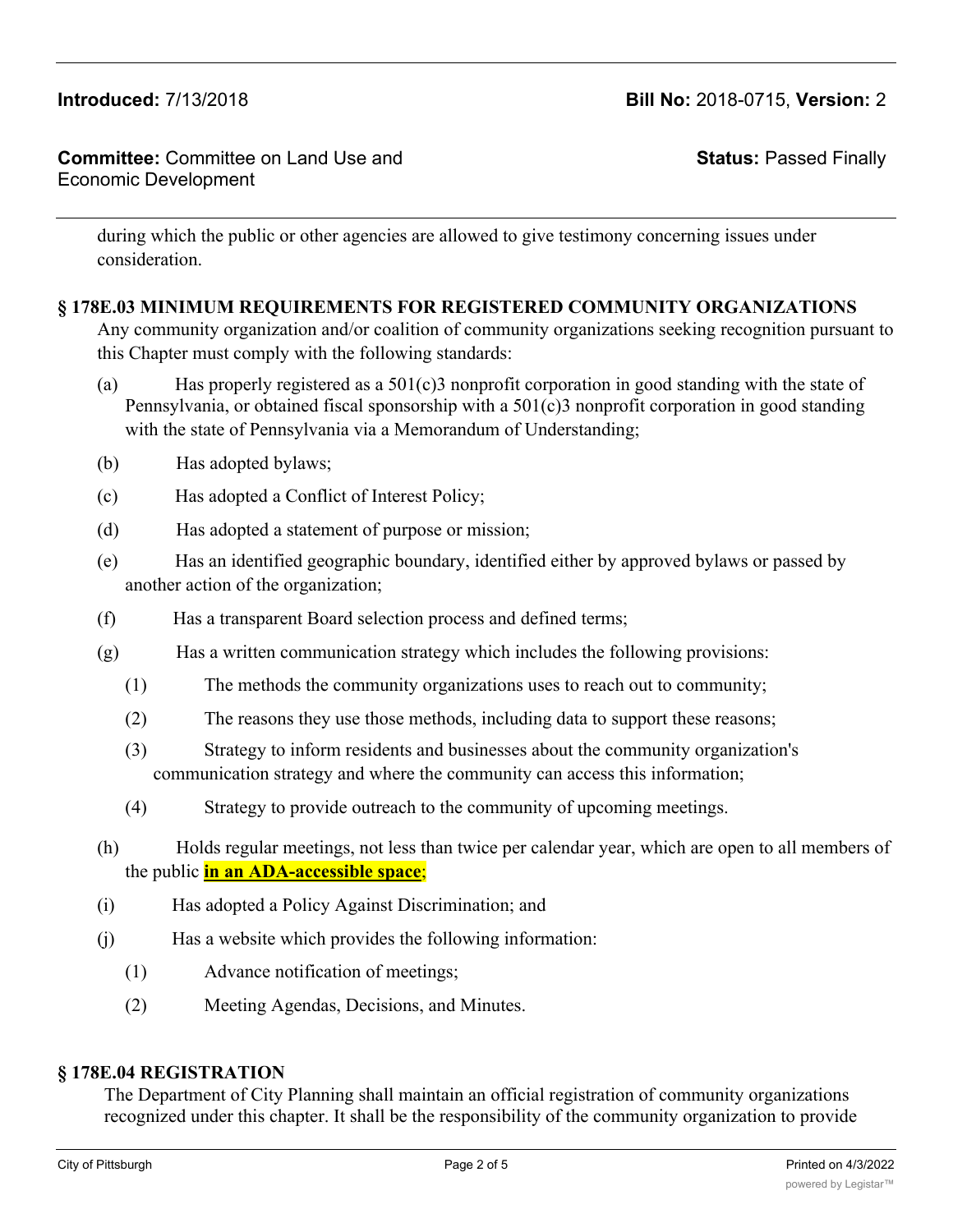during which the public or other agencies are allowed to give testimony concerning issues under consideration.

### § 178E.03 MINIMUM REQUIREMENTS FOR REGISTERED COMMUNITY ORGANIZATIONS

Any community organization and/or coalition of community organizations seeking recognition pursuant to this Chapter must comply with the following standards:

(a) Has properly registered as a 501(c)3 nonprofit corporation in good standing with the state of Pennsylvania, or obtained fiscal sponsorship with a 501(c)3 nonprofit corporation in good standing with the state of Pennsylvania via a Memorandum of Understanding;

(b) Has adopted bylaws;

(c) Has adopted a Conflict of Interest Policy;

(d) Has adopted a statement of purpose or mission;

(e) Has an identified geographic boundary, identified either by approved bylaws or passed by another action of the organization;

(f) Has a transparent Board selection process and defined terms;

(g) Has a written communication strategy which includes the following provisions:

- (1) The methods the community organizations uses to reach out to community;
- (2) The reasons they use those methods, including data to support these reasons;
- (3) Strategy to inform residents and businesses about the community organization's communication strategy and where the community can access this information;
- (4) Strategy to provide outreach to the community of upcoming meetings.

(h) Holds regular meetings, not less than twice per calendar year, which are open to all members of the public **in an ADA-accessible space**;

(i) Has adopted a Policy Against Discrimination; and

(j) Has a website which provides the following information:

- (1) Advance notification of meetings;
- (2) Meeting Agendas, Decisions, and Minutes.

### § 178E.04 REGISTRATION

The Department of City Planning shall maintain an official registration of community organizations recognized under this chapter. It shall be the responsibility of the community organization to provide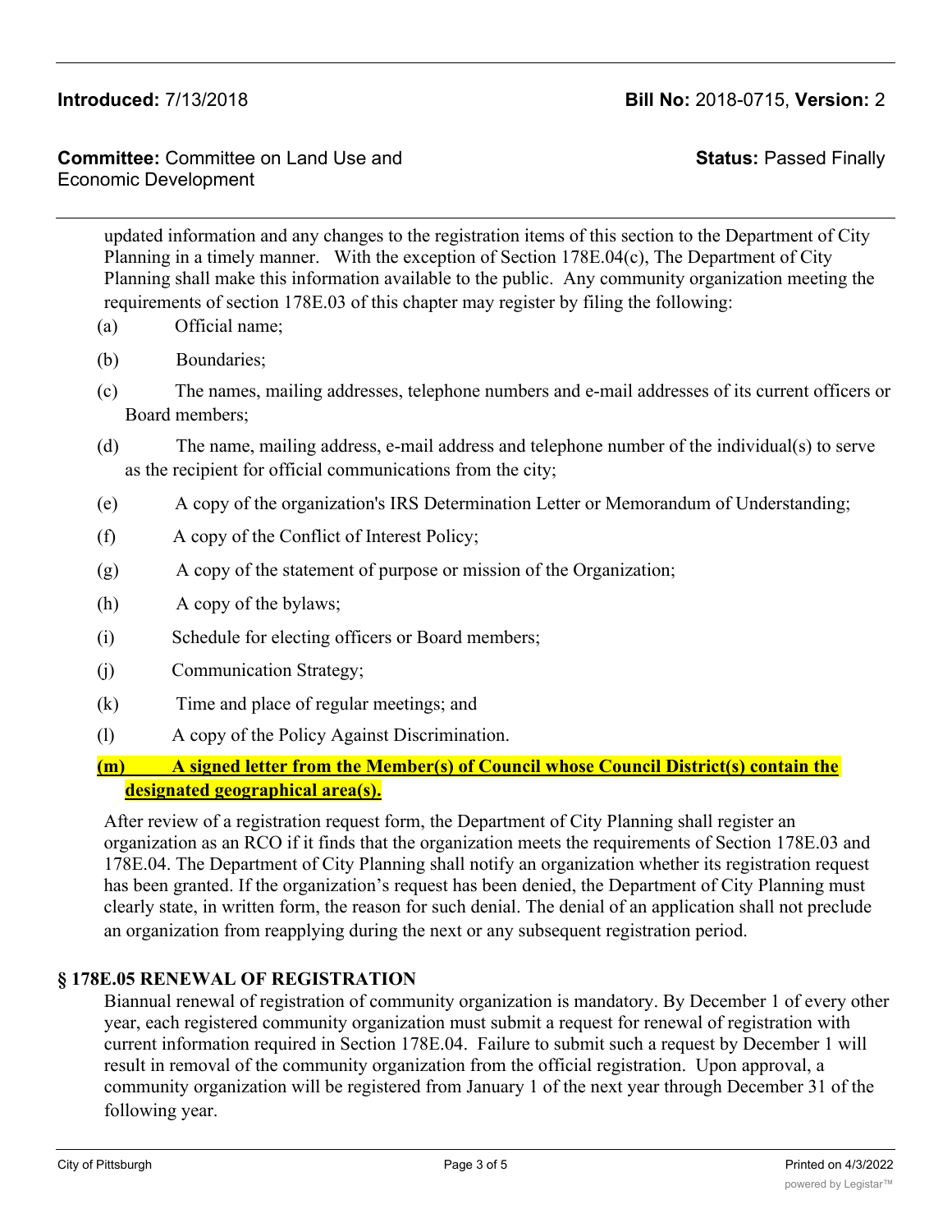updated information and any changes to the registration items of this section to the Department of City Planning in a timely manner. With the exception of Section 178E.04(c), The Department of City Planning shall make this information available to the public. Any community organization meeting the requirements of section 178E.03 of this chapter may register by filing the following:

(a) Official name;

(b) Boundaries;

(c) The names, mailing addresses, telephone numbers and e-mail addresses of its current officers or Board members;

(d) The name, mailing address, e-mail address and telephone number of the individual(s) to serve as the recipient for official communications from the city;

(e) A copy of the organization's IRS Determination Letter or Memorandum of Understanding;

(f) A copy of the Conflict of Interest Policy;

(g) A copy of the statement of purpose or mission of the Organization;

(h) A copy of the bylaws;

(i) Schedule for electing officers or Board members;

(j) Communication Strategy;

(k) Time and place of regular meetings; and

(l) A copy of the Policy Against Discrimination.

**(m) A signed letter from the Member(s) of Council whose Council District(s) contain the designated geographical area(s).**

After review of a registration request form, the Department of City Planning shall register an organization as an RCO if it finds that the organization meets the requirements of Section 178E.03 and 178E.04. The Department of City Planning shall notify an organization whether its registration request has been granted. If the organization's request has been denied, the Department of City Planning must clearly state, in written form, the reason for such denial. The denial of an application shall not preclude an organization from reapplying during the next or any subsequent registration period.

## § 178E.05 RENEWAL OF REGISTRATION

Biannual renewal of registration of community organization is mandatory. By December 1 of every other year, each registered community organization must submit a request for renewal of registration with current information required in Section 178E.04. Failure to submit such a request by December 1 will result in removal of the community organization from the official registration. Upon approval, a community organization will be registered from January 1 of the next year through December 31 of the following year.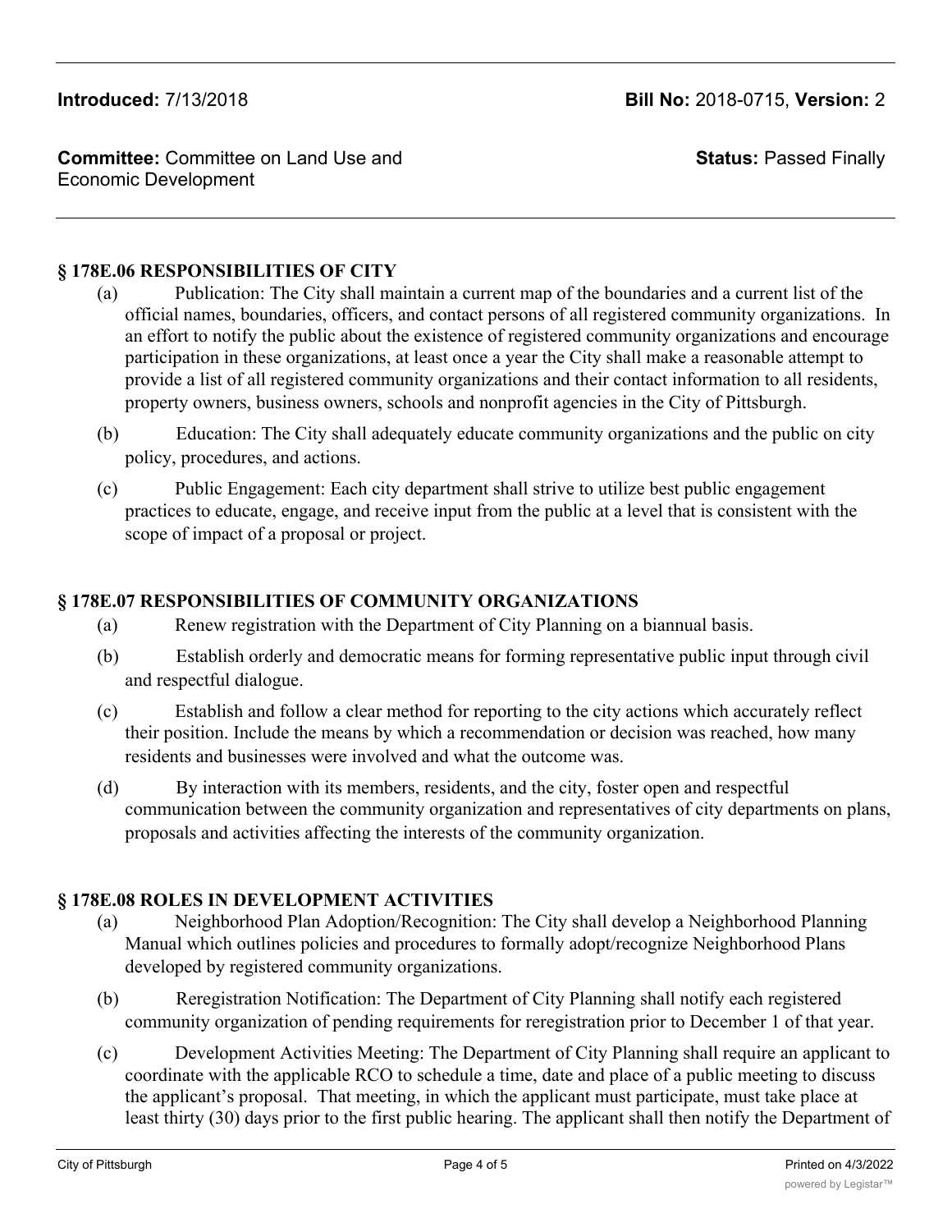**Introduced:** 7/13/2018 **Bill No:** 2018-0715, **Version:** 2

**Committee:** Committee on Land Use and Economic Development **Status:** Passed Finally

### § 178E.06 RESPONSIBILITIES OF CITY

(a) Publication: The City shall maintain a current map of the boundaries and a current list of the official names, boundaries, officers, and contact persons of all registered community organizations. In an effort to notify the public about the existence of registered community organizations and encourage participation in these organizations, at least once a year the City shall make a reasonable attempt to provide a list of all registered community organizations and their contact information to all residents, property owners, business owners, schools and nonprofit agencies in the City of Pittsburgh.

(b) Education: The City shall adequately educate community organizations and the public on city policy, procedures, and actions.

(c) Public Engagement: Each city department shall strive to utilize best public engagement practices to educate, engage, and receive input from the public at a level that is consistent with the scope of impact of a proposal or project.

### § 178E.07 RESPONSIBILITIES OF COMMUNITY ORGANIZATIONS

(a) Renew registration with the Department of City Planning on a biannual basis.

(b) Establish orderly and democratic means for forming representative public input through civil and respectful dialogue.

(c) Establish and follow a clear method for reporting to the city actions which accurately reflect their position. Include the means by which a recommendation or decision was reached, how many residents and businesses were involved and what the outcome was.

(d) By interaction with its members, residents, and the city, foster open and respectful communication between the community organization and representatives of city departments on plans, proposals and activities affecting the interests of the community organization.

### § 178E.08 ROLES IN DEVELOPMENT ACTIVITIES

(a) Neighborhood Plan Adoption/Recognition: The City shall develop a Neighborhood Planning Manual which outlines policies and procedures to formally adopt/recognize Neighborhood Plans developed by registered community organizations.

(b) Reregistration Notification: The Department of City Planning shall notify each registered community organization of pending requirements for reregistration prior to December 1 of that year.

(c) Development Activities Meeting: The Department of City Planning shall require an applicant to coordinate with the applicable RCO to schedule a time, date and place of a public meeting to discuss the applicant's proposal. That meeting, in which the applicant must participate, must take place at least thirty (30) days prior to the first public hearing. The applicant shall then notify the Department of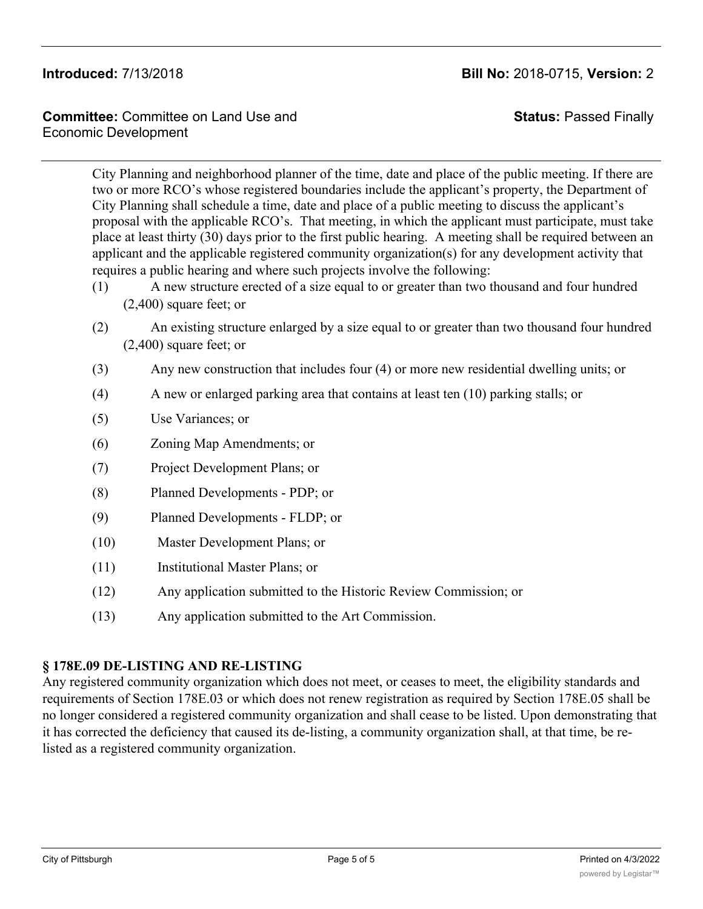City Planning and neighborhood planner of the time, date and place of the public meeting. If there are two or more RCO's whose registered boundaries include the applicant's property, the Department of City Planning shall schedule a time, date and place of a public meeting to discuss the applicant's proposal with the applicable RCO's. That meeting, in which the applicant must participate, must take place at least thirty (30) days prior to the first public hearing. A meeting shall be required between an applicant and the applicable registered community organization(s) for any development activity that requires a public hearing and where such projects involve the following:

(1) A new structure erected of a size equal to or greater than two thousand and four hundred (2,400) square feet; or

(2) An existing structure enlarged by a size equal to or greater than two thousand four hundred (2,400) square feet; or

(3) Any new construction that includes four (4) or more new residential dwelling units; or

(4) A new or enlarged parking area that contains at least ten (10) parking stalls; or

(5) Use Variances; or

(6) Zoning Map Amendments; or

(7) Project Development Plans; or

(8) Planned Developments - PDP; or

(9) Planned Developments - FLDP; or

(10) Master Development Plans; or

(11) Institutional Master Plans; or

(12) Any application submitted to the Historic Review Commission; or

(13) Any application submitted to the Art Commission.

### § 178E.09 DE-LISTING AND RE-LISTING

Any registered community organization which does not meet, or ceases to meet, the eligibility standards and requirements of Section 178E.03 or which does not renew registration as required by Section 178E.05 shall be no longer considered a registered community organization and shall cease to be listed. Upon demonstrating that it has corrected the deficiency that caused its de-listing, a community organization shall, at that time, be re-listed as a registered community organization.